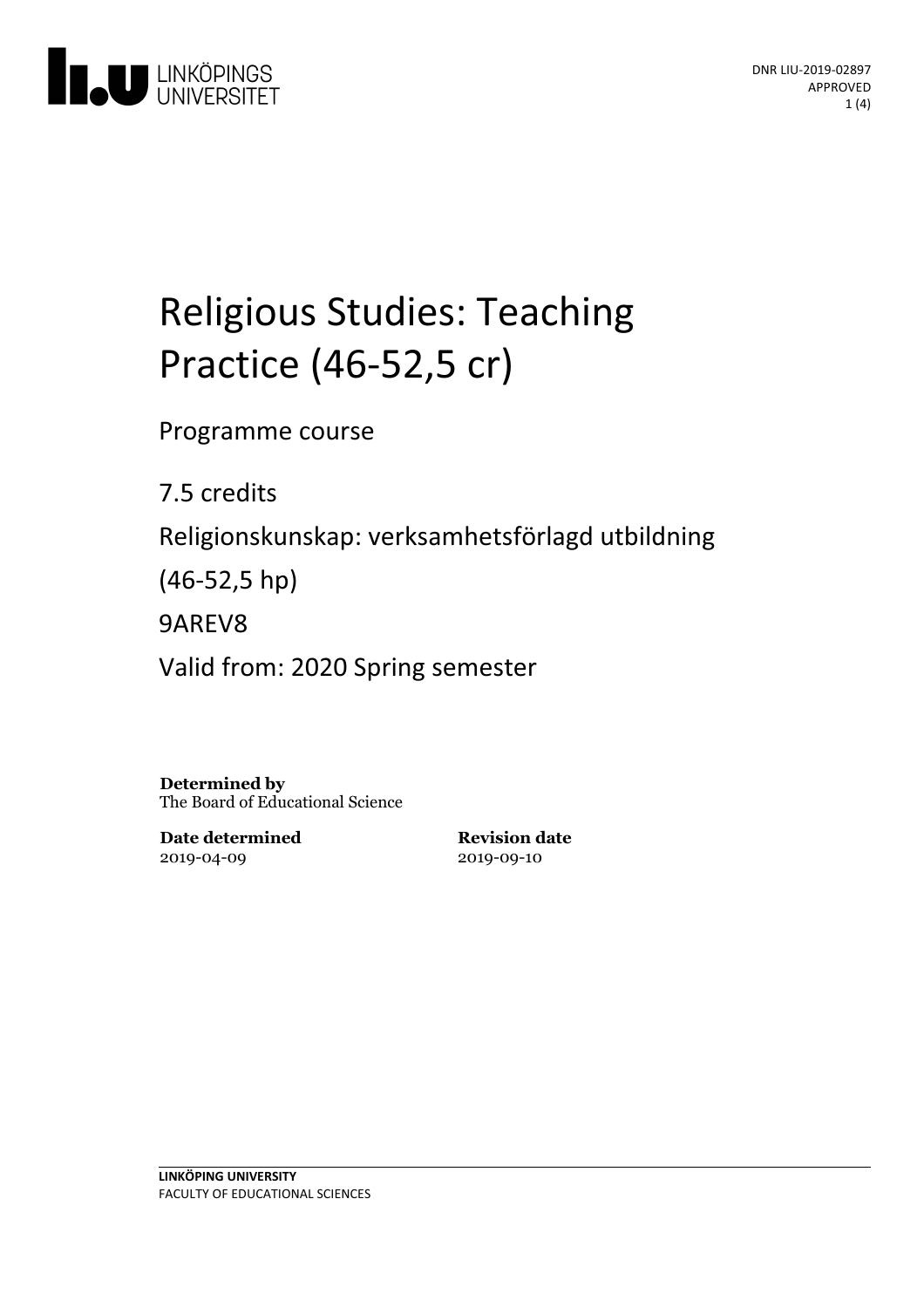DNR LIU-2019-02897
APPROVED

# Religious Studies: Teaching Practice (46-52,5 cr)

Programme course

7.5 credits

Religionskunskap: verksamhetsförlagd utbildning (46-52,5 hp)

9AREV8

Valid from: 2020 Spring semester

**Determined by**
The Board of Educational Science

**Date determined**
2019-04-09

**Revision date**
2019-09-10

**LINKÖPING UNIVERSITY**
FACULTY OF EDUCATIONAL SCIENCES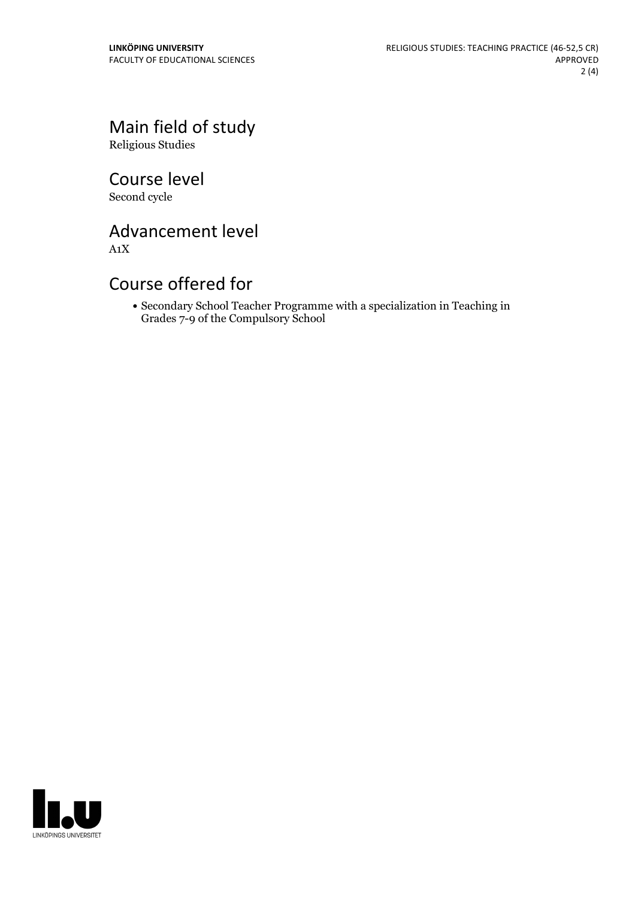## Main field of study

Religious Studies

## Course level

Second cycle

## Advancement level

A1X

## Course offered for

- Secondary School Teacher Programme with a specialization in Teaching in Grades 7-9 of the Compulsory School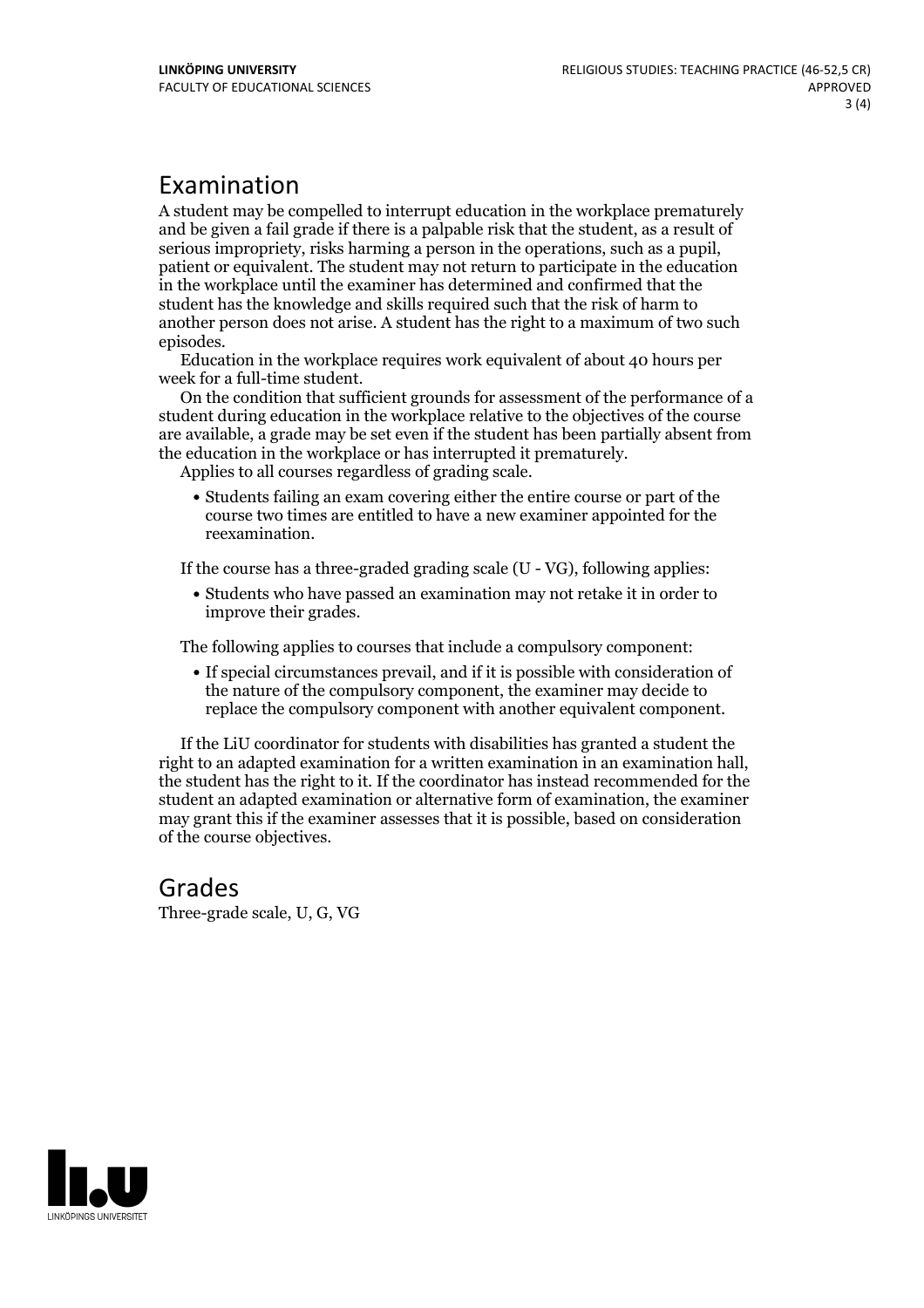## Examination

A student may be compelled to interrupt education in the workplace prematurely and be given a fail grade if there is a palpable risk that the student, as a result of serious impropriety, risks harming a person in the operations, such as a pupil, patient or equivalent. The student may not return to participate in the education in the workplace until the examiner has determined and confirmed that the student has the knowledge and skills required such that the risk of harm to another person does not arise. A student has the right to a maximum of two such episodes.

Education in the workplace requires work equivalent of about 40 hours per week for a full-time student.

On the condition that sufficient grounds for assessment of the performance of a student during education in the workplace relative to the objectives of the course are available, a grade may be set even if the student has been partially absent from the education in the workplace or has interrupted it prematurely.

Applies to all courses regardless of grading scale.

- Students failing an exam covering either the entire course or part of the course two times are entitled to have a new examiner appointed for the reexamination.

If the course has a three-graded grading scale (U - VG), following applies:

- Students who have passed an examination may not retake it in order to improve their grades.

The following applies to courses that include a compulsory component:

- If special circumstances prevail, and if it is possible with consideration of the nature of the compulsory component, the examiner may decide to replace the compulsory component with another equivalent component.

If the LiU coordinator for students with disabilities has granted a student the right to an adapted examination for a written examination in an examination hall, the student has the right to it. If the coordinator has instead recommended for the student an adapted examination or alternative form of examination, the examiner may grant this if the examiner assesses that it is possible, based on consideration of the course objectives.

## Grades

Three-grade scale, U, G, VG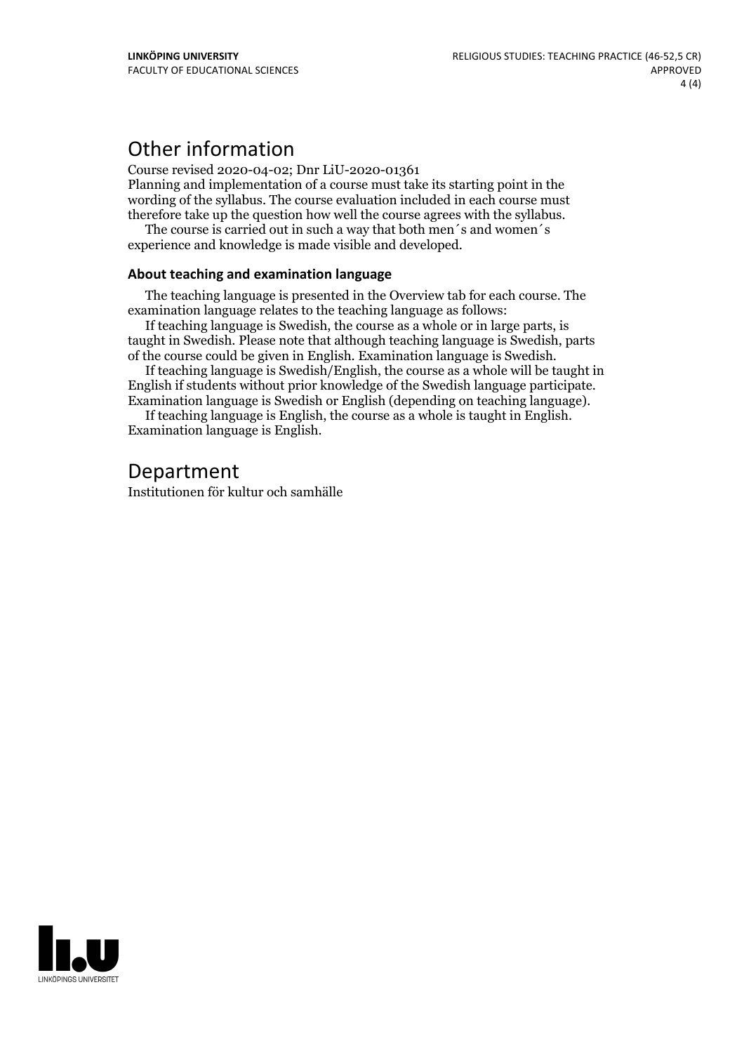## Other information

Course revised 2020-04-02; Dnr LiU-2020-01361

Planning and implementation of a course must take its starting point in the wording of the syllabus. The course evaluation included in each course must therefore take up the question how well the course agrees with the syllabus.

The course is carried out in such a way that both men´s and women´s experience and knowledge is made visible and developed.

### About teaching and examination language

The teaching language is presented in the Overview tab for each course. The examination language relates to the teaching language as follows:

If teaching language is Swedish, the course as a whole or in large parts, is taught in Swedish. Please note that although teaching language is Swedish, parts of the course could be given in English. Examination language is Swedish.

If teaching language is Swedish/English, the course as a whole will be taught in English if students without prior knowledge of the Swedish language participate. Examination language is Swedish or English (depending on teaching language).

If teaching language is English, the course as a whole is taught in English. Examination language is English.

## Department

Institutionen för kultur och samhälle